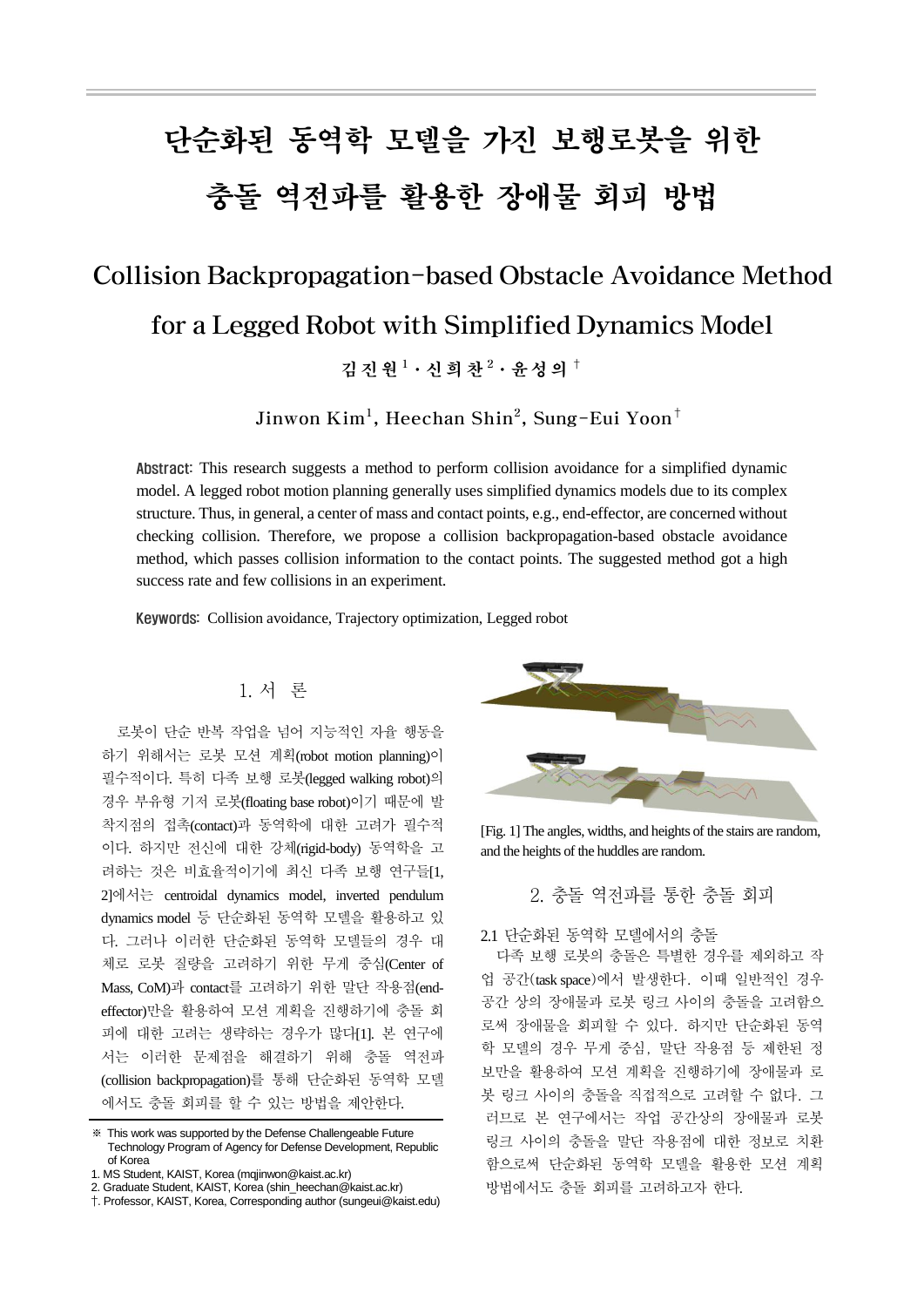# 단순화된 동역학 모델을 가진 보행로봇을 위한 충돌 역전파를 활용한 장애물 회피 방법

# Collision Backpropagation-based Obstacle Avoidance Method for a Legged Robot with Simplified Dynamics Model

김 진 원[1] · 신 희 찬[2] · 윤 성 의[†]

Jinwon Kim[1], Heechan Shin[2], Sung-Eui Yoon[†]

**Abstract**: This research suggests a method to perform collision avoidance for a simplified dynamic model. A legged robot motion planning generally uses simplified dynamics models due to its complex structure. Thus, in general, a center of mass and contact points, e.g., end-effector, are concerned without checking collision. Therefore, we propose a collision backpropagation-based obstacle avoidance method, which passes collision information to the contact points. The suggested method got a high success rate and few collisions in an experiment.

**Keywords**: Collision avoidance, Trajectory optimization, Legged robot

## 1. 서 론

로봇이 단순 반복 작업을 넘어 지능적인 자율 행동을 하기 위해서는 로봇 모션 계획(robot motion planning)이 필수적이다. 특히 다족 보행 로봇(legged walking robot)의 경우 부유형 기저 로봇(floating base robot)이기 때문에 발 착지점의 접촉(contact)과 동역학에 대한 고려가 필수적이다. 하지만 전신에 대한 강체(rigid-body) 동역학을 고려하는 것은 비효율적이기에 최신 다족 보행 연구들[1, 2]에서는 centroidal dynamics model, inverted pendulum dynamics model 등 단순화된 동역학 모델을 활용하고 있다. 그러나 이러한 단순화된 동역학 모델들의 경우 대체로 로봇 질량을 고려하기 위한 무게 중심(Center of Mass, CoM)과 contact를 고려하기 위한 말단 작용점(end-effector)만을 활용하여 모션 계획을 진행하기에 충돌 회피에 대한 고려는 생략하는 경우가 많다[1]. 본 연구에서는 이러한 문제점을 해결하기 위해 충돌 역전파(collision backpropagation)를 통해 단순화된 동역학 모델에서도 충돌 회피를 할 수 있는 방법을 제안한다.

※ This work was supported by the Defense Challengeable Future Technology Program of Agency for Defense Development, Republic of Korea

1. MS Student, KAIST, Korea (mqjinwon@kaist.ac.kr)
2. Graduate Student, KAIST, Korea (shin_heechan@kaist.ac.kr)
†. Professor, KAIST, Korea, Corresponding author (sungeui@kaist.edu)

[Fig. 1] The angles, widths, and heights of the stairs are random, and the heights of the huddles are random.

## 2. 충돌 역전파를 통한 충돌 회피

### 2.1 단순화된 동역학 모델에서의 충돌

다족 보행 로봇의 충돌은 특별한 경우를 제외하고 작업 공간(task space)에서 발생한다. 이때 일반적인 경우 공간 상의 장애물과 로봇 링크 사이의 충돌을 고려함으로써 장애물을 회피할 수 있다. 하지만 단순화된 동역학 모델의 경우 무게 중심, 말단 작용점 등 제한된 정보만을 활용하여 모션 계획을 진행하기에 장애물과 로봇 링크 사이의 충돌을 직접적으로 고려할 수 없다. 그러므로 본 연구에서는 작업 공간상의 장애물과 로봇 링크 사이의 충돌을 말단 작용점에 대한 정보로 치환함으로써 단순화된 동역학 모델을 활용한 모션 계획 방법에서도 충돌 회피를 고려하고자 한다.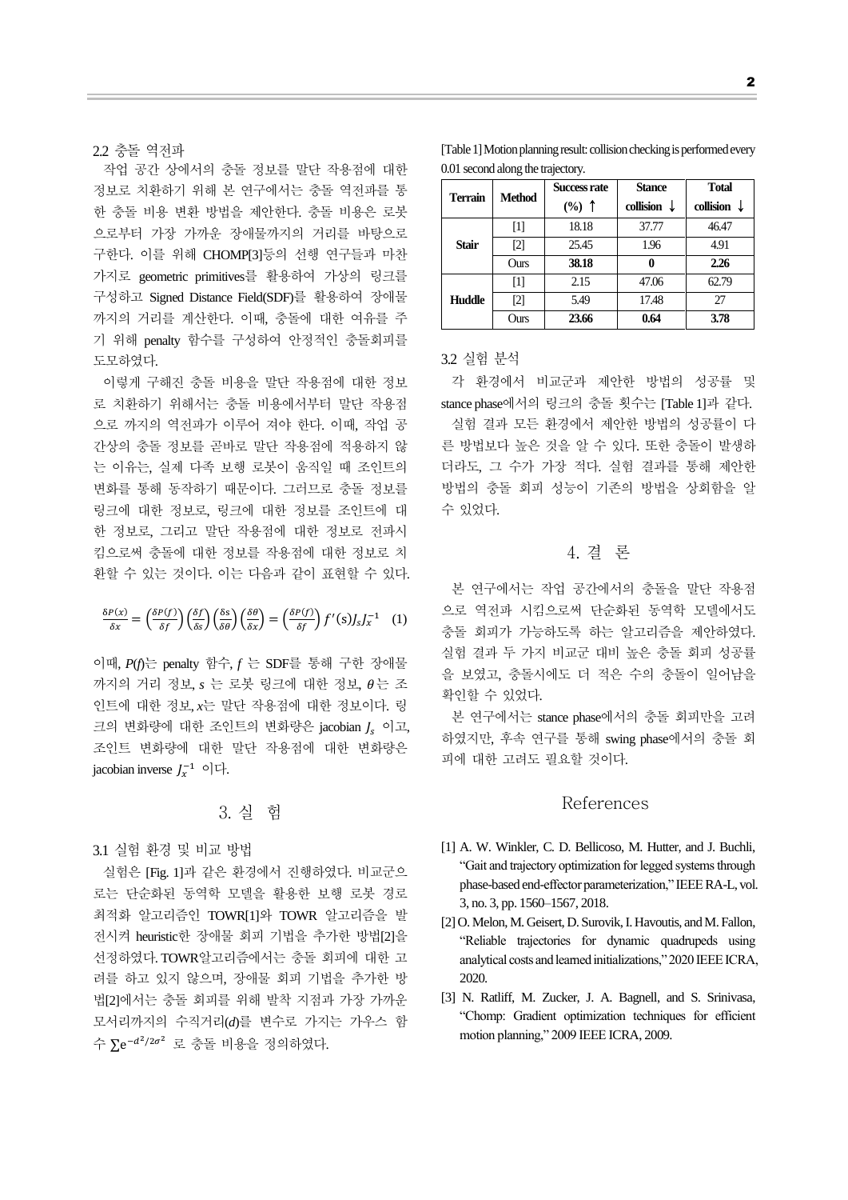### 2.2 충돌 역전파

작업 공간 상에서의 충돌 정보를 말단 작용점에 대한 정보로 치환하기 위해 본 연구에서는 충돌 역전파를 통한 충돌 비용 변환 방법을 제안한다. 충돌 비용은 로봇으로부터 가장 가까운 장애물까지의 거리를 바탕으로 구한다. 이를 위해 CHOMP[3]등의 선행 연구들과 마찬가지로 geometric primitives를 활용하여 가상의 링크를 구성하고 Signed Distance Field(SDF)를 활용하여 장애물까지의 거리를 계산한다. 이때, 충돌에 대한 여유를 주기 위해 penalty 함수를 구성하여 안정적인 충돌회피를 도모하였다.

이렇게 구해진 충돌 비용을 말단 작용점에 대한 정보로 치환하기 위해서는 충돌 비용에서부터 말단 작용점으로 까지의 역전파가 이루어 져야 한다. 이때, 작업 공간상의 충돌 정보를 곧바로 말단 작용점에 적용하지 않는 이유는, 실제 다족 보행 로봇이 움직일 때 조인트의 변화를 통해 동작하기 때문이다. 그러므로 충돌 정보를 링크에 대한 정보로, 링크에 대한 정보를 조인트에 대한 정보로, 그리고 말단 작용점에 대한 정보로 전파시킴으로써 충돌에 대한 정보를 작용점에 대한 정보로 치환할 수 있는 것이다. 이는 다음과 같이 표현할 수 있다.

$$\frac{\delta P(x)}{\delta x} = \left(\frac{\delta P(f)}{\delta f}\right)\left(\frac{\delta f}{\delta s}\right)\left(\frac{\delta s}{\delta \theta}\right)\left(\frac{\delta \theta}{\delta x}\right) = \left(\frac{\delta P(f)}{\delta f}\right) f'(s) J_s J_x^{-1} \quad (1)$$

이때, $P(f)$는 penalty 함수, $f$ 는 SDF를 통해 구한 장애물까지의 거리 정보, $s$ 는 로봇 링크에 대한 정보, $\theta$는 조인트에 대한 정보, $x$는 말단 작용점에 대한 정보이다. 링크의 변화량에 대한 조인트의 변화량은 jacobian $J_s$ 이고, 조인트 변화량에 대한 말단 작용점에 대한 변화량은 jacobian inverse $J_x^{-1}$ 이다.

## 3. 실 험

### 3.1 실험 환경 및 비교 방법

실험은 [Fig. 1]과 같은 환경에서 진행하였다. 비교군으로는 단순화된 동역학 모델을 활용한 보행 로봇 경로 최적화 알고리즘인 TOWR[1]와 TOWR 알고리즘을 발전시켜 heuristic한 장애물 회피 기법을 추가한 방법[2]을 선정하였다. TOWR알고리즘에서는 충돌 회피에 대한 고려를 하고 있지 않으며, 장애물 회피 기법을 추가한 방법[2]에서는 충돌 회피를 위해 발착 지점과 가장 가까운 모서리까지의 수직거리($d$)를 변수로 가지는 가우스 함수 $\sum e^{-d^2/2\sigma^2}$ 로 충돌 비용을 정의하였다.

[Table 1] Motion planning result: collision checking is performed every 0.01 second along the trajectory.

| Terrain | Method | Success rate (%) ↑ | Stance collision ↓ | Total collision ↓ |
|---|---|---|---|---|
| Stair | [1] | 18.18 | 37.77 | 46.47 |
| | [2] | 25.45 | 1.96 | 4.91 |
| | Ours | **38.18** | **0** | **2.26** |
| Huddle | [1] | 2.15 | 47.06 | 62.79 |
| | [2] | 5.49 | 17.48 | 27 |
| | Ours | **23.66** | **0.64** | **3.78** |

### 3.2 실험 분석

각 환경에서 비교군과 제안한 방법의 성공률 및 stance phase에서의 링크의 충돌 횟수는 [Table 1]과 같다.

실험 결과 모든 환경에서 제안한 방법의 성공률이 다른 방법보다 높은 것을 알 수 있다. 또한 충돌이 발생하더라도, 그 수가 가장 적다. 실험 결과를 통해 제안한 방법의 충돌 회피 성능이 기존의 방법을 상회함을 알 수 있었다.

## 4. 결 론

본 연구에서는 작업 공간에서의 충돌을 말단 작용점으로 역전파 시킴으로써 단순화된 동역학 모델에서도 충돌 회피가 가능하도록 하는 알고리즘을 제안하였다. 실험 결과 두 가지 비교군 대비 높은 충돌 회피 성공률을 보였고, 충돌시에도 더 적은 수의 충돌이 일어남을 확인할 수 있었다.

본 연구에서는 stance phase에서의 충돌 회피만을 고려하였지만, 후속 연구를 통해 swing phase에서의 충돌 회피에 대한 고려도 필요할 것이다.

## References

[1] A. W. Winkler, C. D. Bellicoso, M. Hutter, and J. Buchli, "Gait and trajectory optimization for legged systems through phase-based end-effector parameterization," IEEE RA-L, vol. 3, no. 3, pp. 1560–1567, 2018.

[2] O. Melon, M. Geisert, D. Surovik, I. Havoutis, and M. Fallon, "Reliable trajectories for dynamic quadrupeds using analytical costs and learned initializations," 2020 IEEE ICRA, 2020.

[3] N. Ratliff, M. Zucker, J. A. Bagnell, and S. Srinivasa, "Chomp: Gradient optimization techniques for efficient motion planning," 2009 IEEE ICRA, 2009.